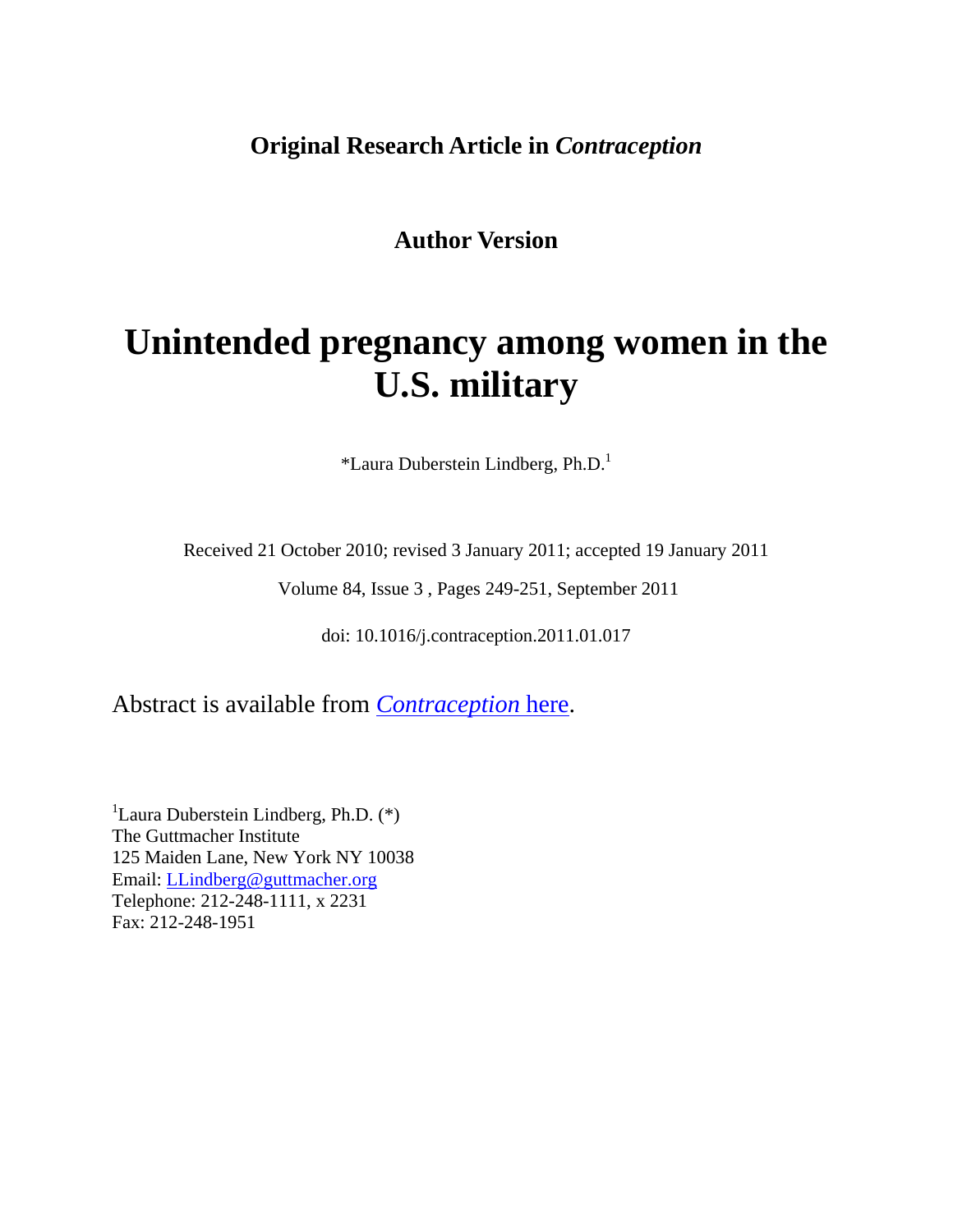**Original Research Article in *Contraception***

**Author Version**

# Unintended pregnancy among women in the U.S. military

*Laura Duberstein Lindberg, Ph.D.[1]

Received 21 October 2010; revised 3 January 2011; accepted 19 January 2011

Volume 84, Issue 3 , Pages 249-251, September 2011

doi: 10.1016/j.contraception.2011.01.017

Abstract is available from *Contraception* here.

[1]Laura Duberstein Lindberg, Ph.D. (*)
The Guttmacher Institute
125 Maiden Lane, New York NY 10038
Email: LLindberg@guttmacher.org
Telephone: 212-248-1111, x 2231
Fax: 212-248-1951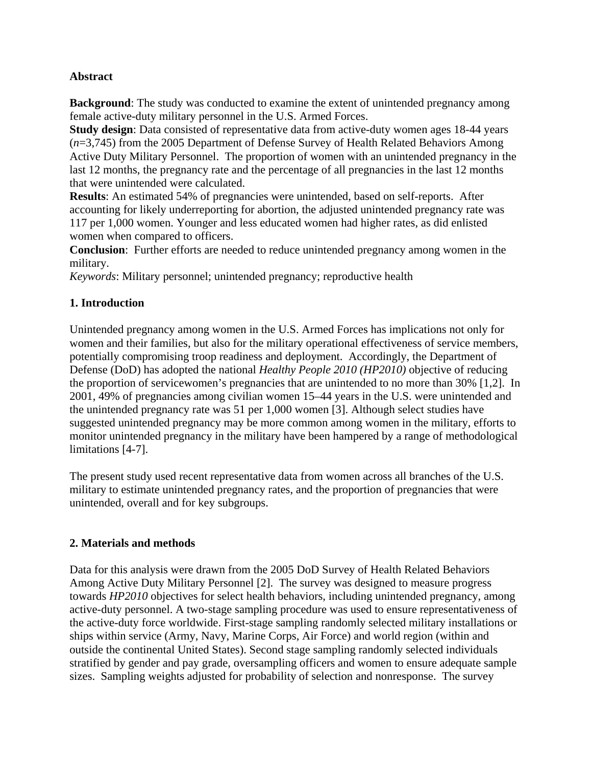**Abstract**

**Background**: The study was conducted to examine the extent of unintended pregnancy among female active-duty military personnel in the U.S. Armed Forces.
**Study design**: Data consisted of representative data from active-duty women ages 18-44 years (*n*=3,745) from the 2005 Department of Defense Survey of Health Related Behaviors Among Active Duty Military Personnel. The proportion of women with an unintended pregnancy in the last 12 months, the pregnancy rate and the percentage of all pregnancies in the last 12 months that were unintended were calculated.
**Results**: An estimated 54% of pregnancies were unintended, based on self-reports. After accounting for likely underreporting for abortion, the adjusted unintended pregnancy rate was 117 per 1,000 women. Younger and less educated women had higher rates, as did enlisted women when compared to officers.
**Conclusion**: Further efforts are needed to reduce unintended pregnancy among women in the military.
*Keywords*: Military personnel; unintended pregnancy; reproductive health

## 1. Introduction

Unintended pregnancy among women in the U.S. Armed Forces has implications not only for women and their families, but also for the military operational effectiveness of service members, potentially compromising troop readiness and deployment. Accordingly, the Department of Defense (DoD) has adopted the national *Healthy People 2010 (HP2010)* objective of reducing the proportion of servicewomen's pregnancies that are unintended to no more than 30% [1,2]. In 2001, 49% of pregnancies among civilian women 15–44 years in the U.S. were unintended and the unintended pregnancy rate was 51 per 1,000 women [3]. Although select studies have suggested unintended pregnancy may be more common among women in the military, efforts to monitor unintended pregnancy in the military have been hampered by a range of methodological limitations [4-7].

The present study used recent representative data from women across all branches of the U.S. military to estimate unintended pregnancy rates, and the proportion of pregnancies that were unintended, overall and for key subgroups.

## 2. Materials and methods

Data for this analysis were drawn from the 2005 DoD Survey of Health Related Behaviors Among Active Duty Military Personnel [2]. The survey was designed to measure progress towards *HP2010* objectives for select health behaviors, including unintended pregnancy, among active-duty personnel. A two-stage sampling procedure was used to ensure representativeness of the active-duty force worldwide. First-stage sampling randomly selected military installations or ships within service (Army, Navy, Marine Corps, Air Force) and world region (within and outside the continental United States). Second stage sampling randomly selected individuals stratified by gender and pay grade, oversampling officers and women to ensure adequate sample sizes. Sampling weights adjusted for probability of selection and nonresponse. The survey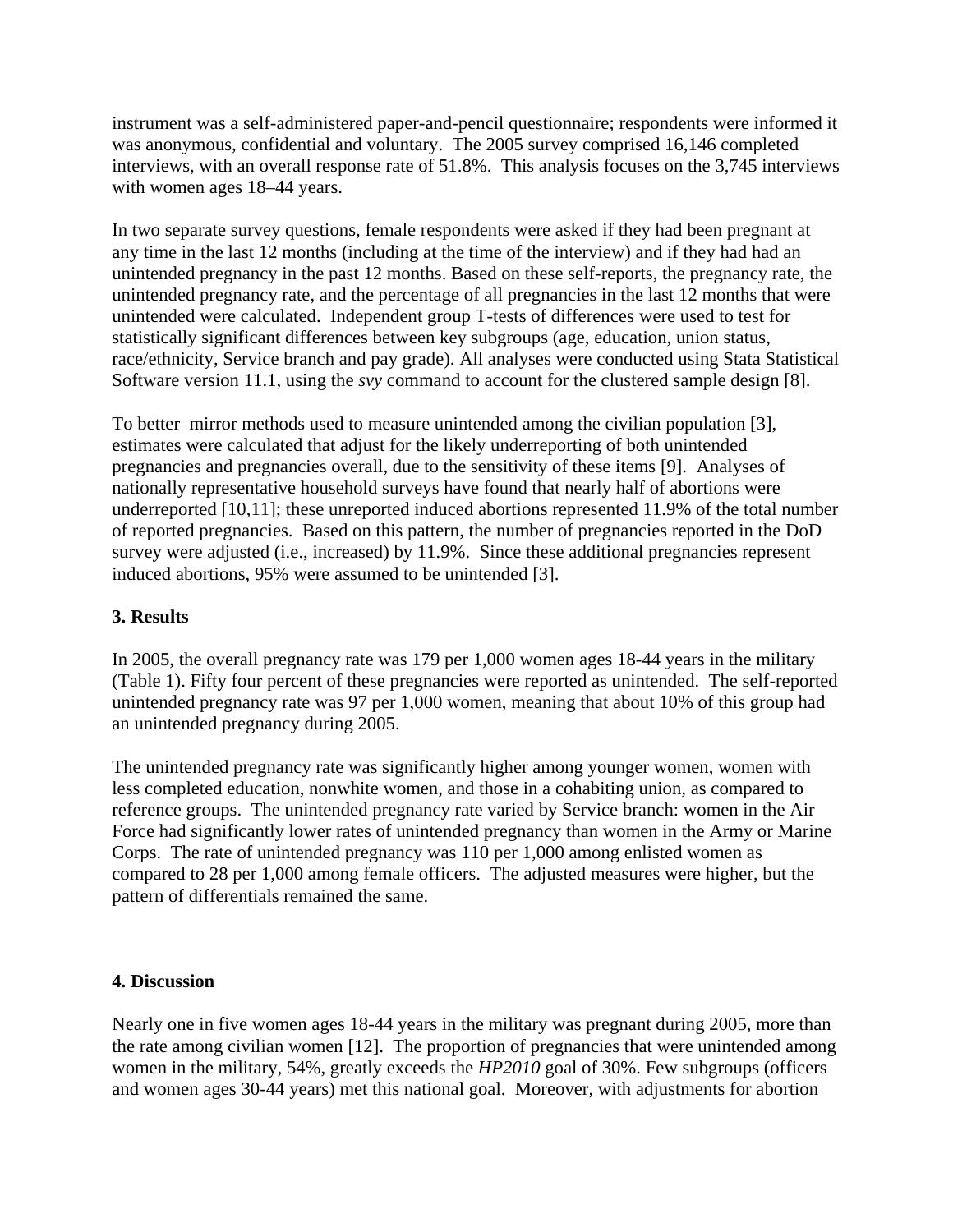instrument was a self-administered paper-and-pencil questionnaire; respondents were informed it was anonymous, confidential and voluntary. The 2005 survey comprised 16,146 completed interviews, with an overall response rate of 51.8%. This analysis focuses on the 3,745 interviews with women ages 18–44 years.

In two separate survey questions, female respondents were asked if they had been pregnant at any time in the last 12 months (including at the time of the interview) and if they had had an unintended pregnancy in the past 12 months. Based on these self-reports, the pregnancy rate, the unintended pregnancy rate, and the percentage of all pregnancies in the last 12 months that were unintended were calculated. Independent group T-tests of differences were used to test for statistically significant differences between key subgroups (age, education, union status, race/ethnicity, Service branch and pay grade). All analyses were conducted using Stata Statistical Software version 11.1, using the *svy* command to account for the clustered sample design [8].

To better mirror methods used to measure unintended among the civilian population [3], estimates were calculated that adjust for the likely underreporting of both unintended pregnancies and pregnancies overall, due to the sensitivity of these items [9]. Analyses of nationally representative household surveys have found that nearly half of abortions were underreported [10,11]; these unreported induced abortions represented 11.9% of the total number of reported pregnancies. Based on this pattern, the number of pregnancies reported in the DoD survey were adjusted (i.e., increased) by 11.9%. Since these additional pregnancies represent induced abortions, 95% were assumed to be unintended [3].

## 3. Results

In 2005, the overall pregnancy rate was 179 per 1,000 women ages 18-44 years in the military (Table 1). Fifty four percent of these pregnancies were reported as unintended. The self-reported unintended pregnancy rate was 97 per 1,000 women, meaning that about 10% of this group had an unintended pregnancy during 2005.

The unintended pregnancy rate was significantly higher among younger women, women with less completed education, nonwhite women, and those in a cohabiting union, as compared to reference groups. The unintended pregnancy rate varied by Service branch: women in the Air Force had significantly lower rates of unintended pregnancy than women in the Army or Marine Corps. The rate of unintended pregnancy was 110 per 1,000 among enlisted women as compared to 28 per 1,000 among female officers. The adjusted measures were higher, but the pattern of differentials remained the same.

## 4. Discussion

Nearly one in five women ages 18-44 years in the military was pregnant during 2005, more than the rate among civilian women [12]. The proportion of pregnancies that were unintended among women in the military, 54%, greatly exceeds the *HP2010* goal of 30%. Few subgroups (officers and women ages 30-44 years) met this national goal. Moreover, with adjustments for abortion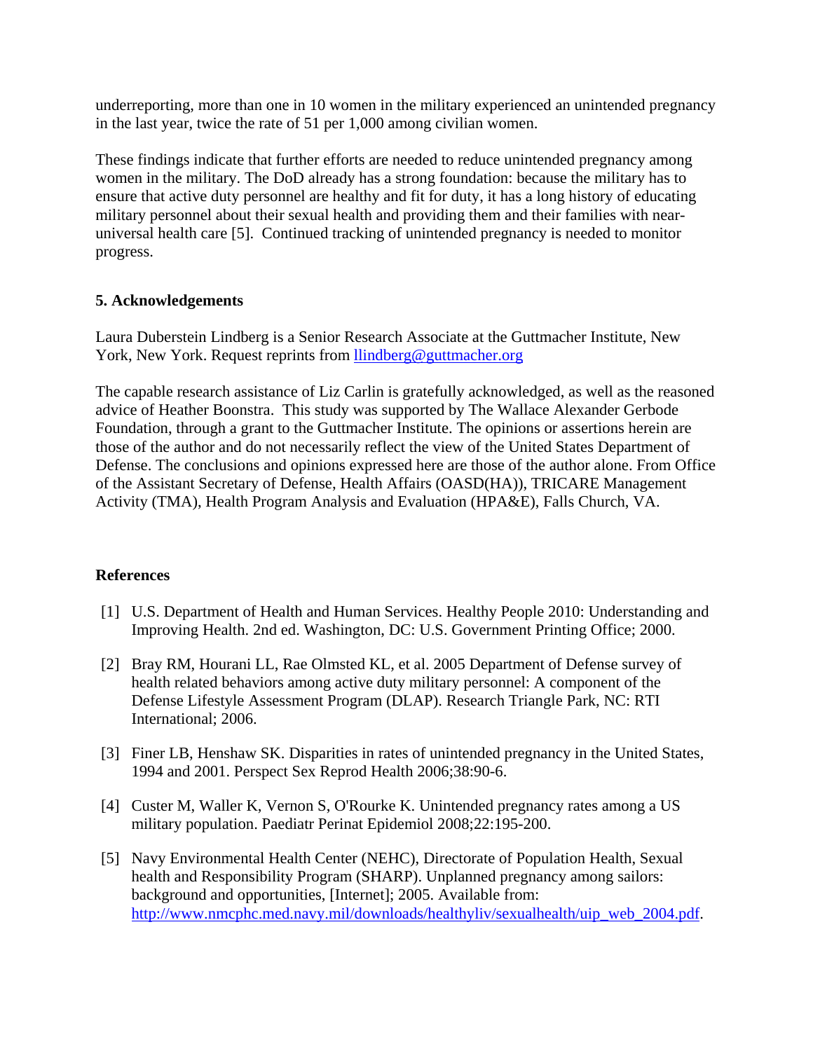underreporting, more than one in 10 women in the military experienced an unintended pregnancy in the last year, twice the rate of 51 per 1,000 among civilian women.

These findings indicate that further efforts are needed to reduce unintended pregnancy among women in the military. The DoD already has a strong foundation: because the military has to ensure that active duty personnel are healthy and fit for duty, it has a long history of educating military personnel about their sexual health and providing them and their families with near-universal health care [5]. Continued tracking of unintended pregnancy is needed to monitor progress.

## 5. Acknowledgements

Laura Duberstein Lindberg is a Senior Research Associate at the Guttmacher Institute, New York, New York. Request reprints from llindberg@guttmacher.org

The capable research assistance of Liz Carlin is gratefully acknowledged, as well as the reasoned advice of Heather Boonstra. This study was supported by The Wallace Alexander Gerbode Foundation, through a grant to the Guttmacher Institute. The opinions or assertions herein are those of the author and do not necessarily reflect the view of the United States Department of Defense. The conclusions and opinions expressed here are those of the author alone. From Office of the Assistant Secretary of Defense, Health Affairs (OASD(HA)), TRICARE Management Activity (TMA), Health Program Analysis and Evaluation (HPA&E), Falls Church, VA.

## References

[1] U.S. Department of Health and Human Services. Healthy People 2010: Understanding and Improving Health. 2nd ed. Washington, DC: U.S. Government Printing Office; 2000.

[2] Bray RM, Hourani LL, Rae Olmsted KL, et al. 2005 Department of Defense survey of health related behaviors among active duty military personnel: A component of the Defense Lifestyle Assessment Program (DLAP). Research Triangle Park, NC: RTI International; 2006.

[3] Finer LB, Henshaw SK. Disparities in rates of unintended pregnancy in the United States, 1994 and 2001. Perspect Sex Reprod Health 2006;38:90-6.

[4] Custer M, Waller K, Vernon S, O'Rourke K. Unintended pregnancy rates among a US military population. Paediatr Perinat Epidemiol 2008;22:195-200.

[5] Navy Environmental Health Center (NEHC), Directorate of Population Health, Sexual health and Responsibility Program (SHARP). Unplanned pregnancy among sailors: background and opportunities, [Internet]; 2005. Available from: http://www.nmcphc.med.navy.mil/downloads/healthyliv/sexualhealth/uip_web_2004.pdf.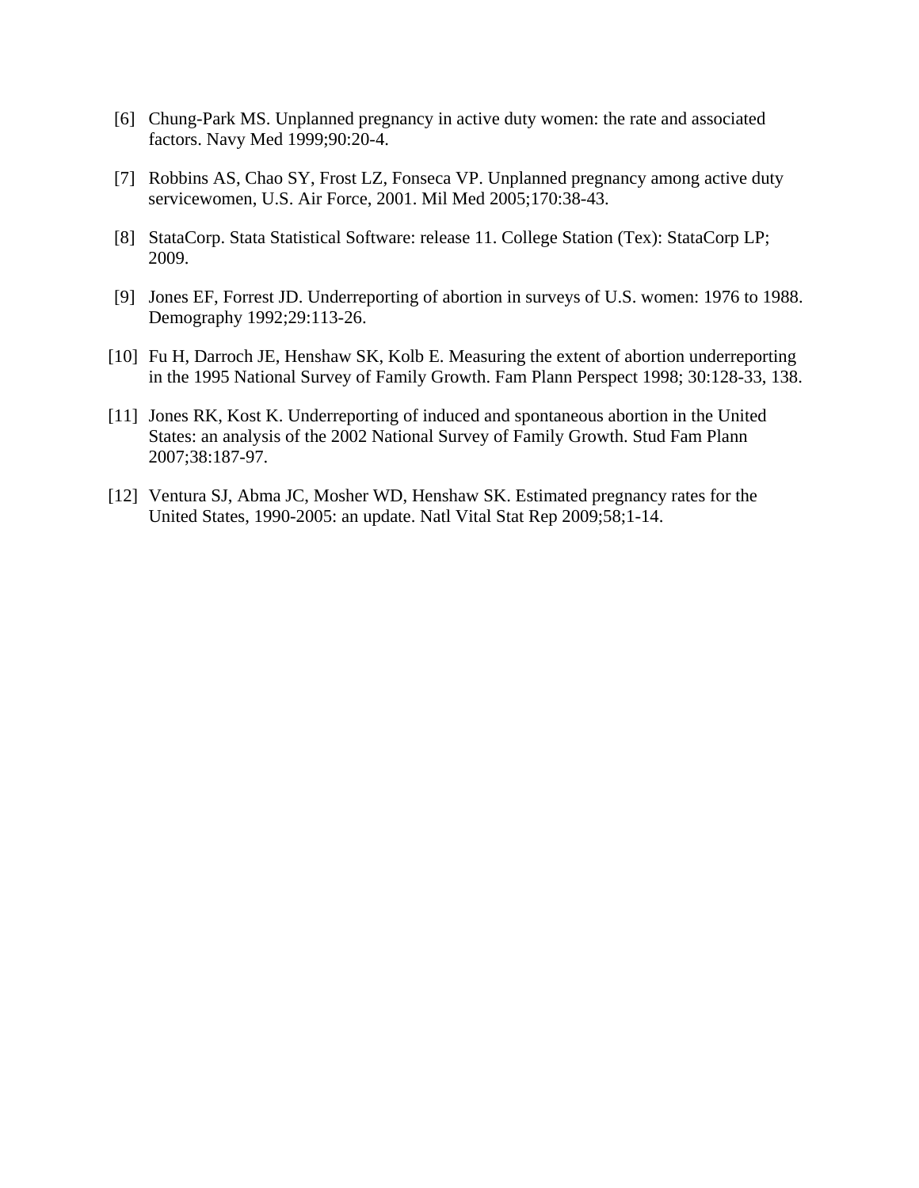[6] Chung-Park MS. Unplanned pregnancy in active duty women: the rate and associated factors. Navy Med 1999;90:20-4.

[7] Robbins AS, Chao SY, Frost LZ, Fonseca VP. Unplanned pregnancy among active duty servicewomen, U.S. Air Force, 2001. Mil Med 2005;170:38-43.

[8] StataCorp. Stata Statistical Software: release 11. College Station (Tex): StataCorp LP; 2009.

[9] Jones EF, Forrest JD. Underreporting of abortion in surveys of U.S. women: 1976 to 1988. Demography 1992;29:113-26.

[10] Fu H, Darroch JE, Henshaw SK, Kolb E. Measuring the extent of abortion underreporting in the 1995 National Survey of Family Growth. Fam Plann Perspect 1998; 30:128-33, 138.

[11] Jones RK, Kost K. Underreporting of induced and spontaneous abortion in the United States: an analysis of the 2002 National Survey of Family Growth. Stud Fam Plann 2007;38:187-97.

[12] Ventura SJ, Abma JC, Mosher WD, Henshaw SK. Estimated pregnancy rates for the United States, 1990-2005: an update. Natl Vital Stat Rep 2009;58;1-14.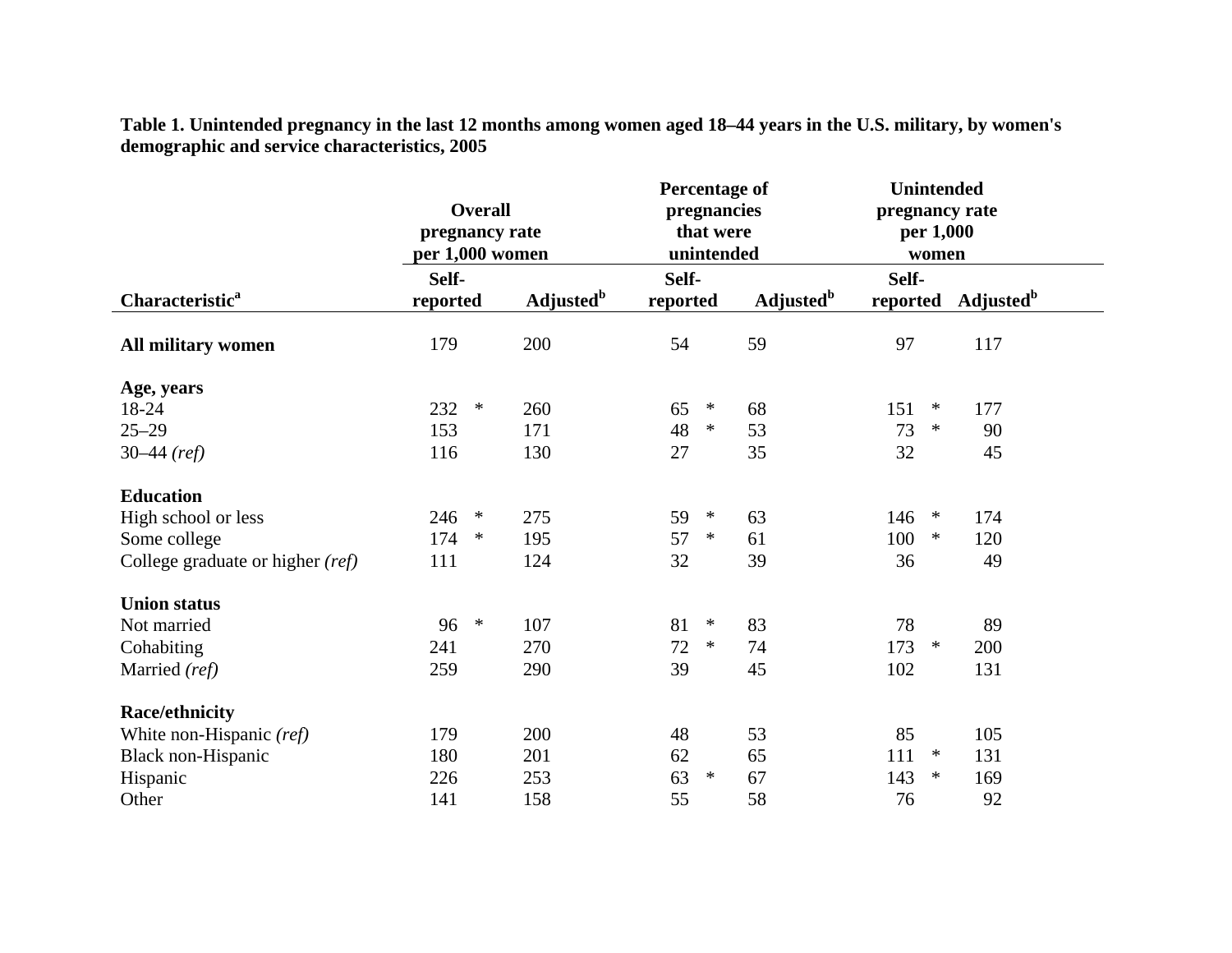**Table 1. Unintended pregnancy in the last 12 months among women aged 18–44 years in the U.S. military, by women's demographic and service characteristics, 2005**

| | Overall pregnancy rate per 1,000 women | | Percentage of pregnancies that were unintended | | Unintended pregnancy rate per 1,000 women | |
|---|---|---|---|---|---|---|
| **Characteristic[a]** | **Self-reported** | **Adjusted[b]** | **Self-reported** | **Adjusted[b]** | **Self-reported** | **Adjusted[b]** |
| **All military women** | 179 | 200 | 54 | 59 | 97 | 117 |
| **Age, years** | | | | | | |
| 18-24 | 232 * | 260 | 65 * | 68 | 151 * | 177 |
| 25–29 | 153 | 171 | 48 * | 53 | 73 * | 90 |
| 30–44 *(ref)* | 116 | 130 | 27 | 35 | 32 | 45 |
| **Education** | | | | | | |
| High school or less | 246 * | 275 | 59 * | 63 | 146 * | 174 |
| Some college | 174 * | 195 | 57 * | 61 | 100 * | 120 |
| College graduate or higher *(ref)* | 111 | 124 | 32 | 39 | 36 | 49 |
| **Union status** | | | | | | |
| Not married | 96 * | 107 | 81 * | 83 | 78 | 89 |
| Cohabiting | 241 | 270 | 72 * | 74 | 173 * | 200 |
| Married *(ref)* | 259 | 290 | 39 | 45 | 102 | 131 |
| **Race/ethnicity** | | | | | | |
| White non-Hispanic *(ref)* | 179 | 200 | 48 | 53 | 85 | 105 |
| Black non-Hispanic | 180 | 201 | 62 | 65 | 111 * | 131 |
| Hispanic | 226 | 253 | 63 * | 67 | 143 * | 169 |
| Other | 141 | 158 | 55 | 58 | 76 | 92 |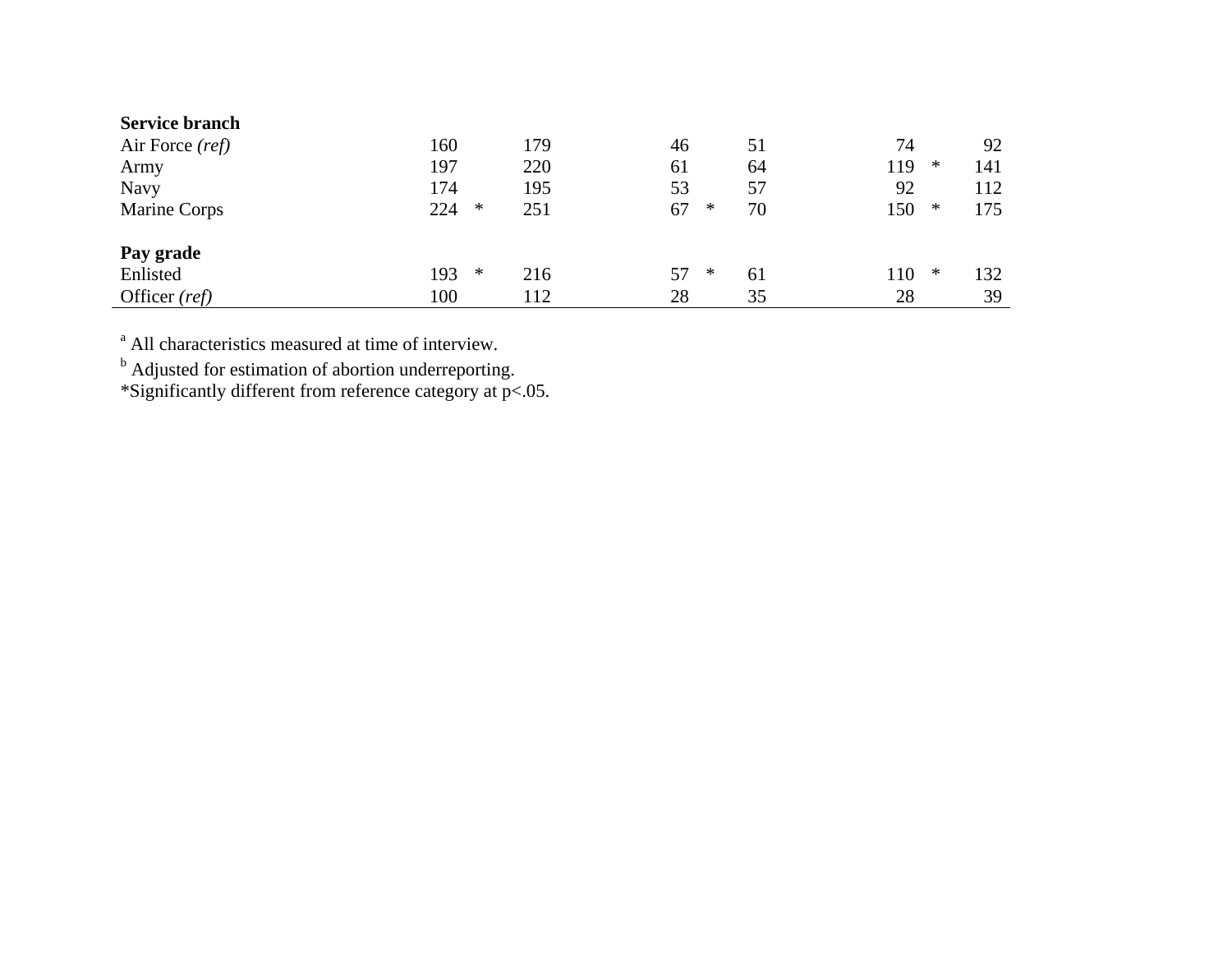| | | | | | | | | | |
|---|---|---|---|---|---|---|---|---|---|
| **Service branch** | | | | | | | | | |
| Air Force *(ref)* | 160 | | 179 | 46 | | 51 | 74 | | 92 |
| Army | 197 | | 220 | 61 | | 64 | 119 | * | 141 |
| Navy | 174 | | 195 | 53 | | 57 | 92 | | 112 |
| Marine Corps | 224 | * | 251 | 67 | * | 70 | 150 | * | 175 |
| | | | | | | | | | |
| **Pay grade** | | | | | | | | | |
| Enlisted | 193 | * | 216 | 57 | * | 61 | 110 | * | 132 |
| Officer *(ref)* | 100 | | 112 | 28 | | 35 | 28 | | 39 |

[a] All characteristics measured at time of interview.

[b] Adjusted for estimation of abortion underreporting.

*Significantly different from reference category at p<.05.